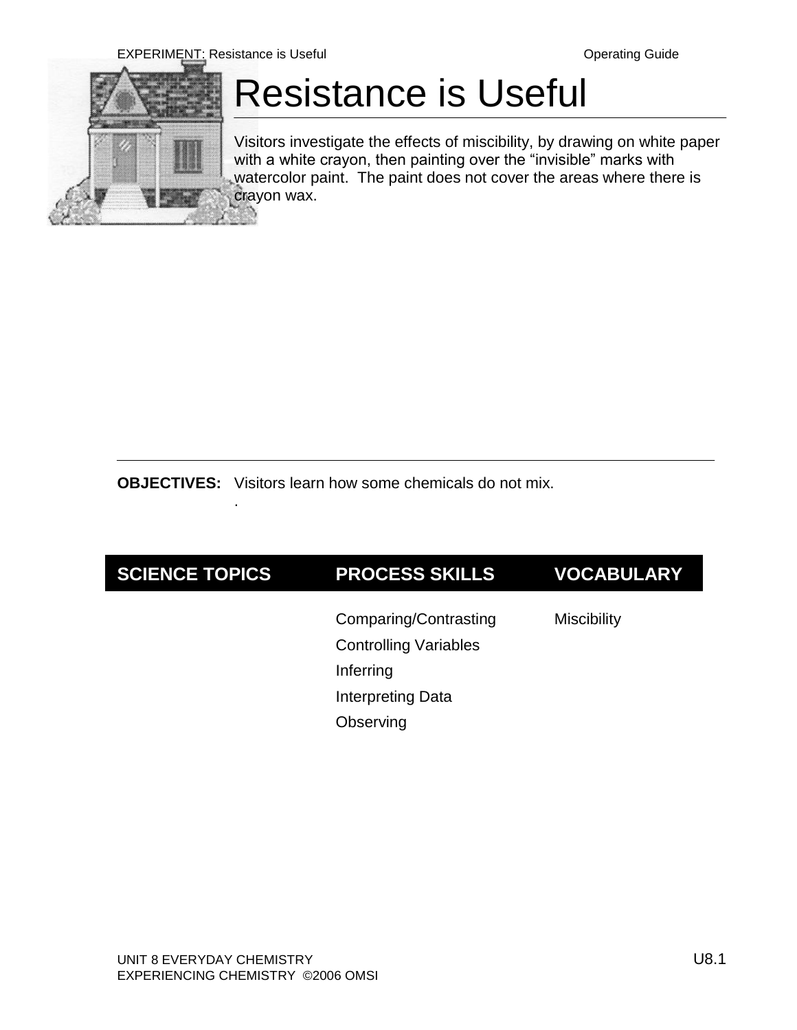# Resistance is Useful

Visitors investigate the effects of miscibility, by drawing on white paper with a white crayon, then painting over the “invisible” marks with watercolor paint. The paint does not cover the areas where there is crayon wax.

**OBJECTIVES:** Visitors learn how some chemicals do not mix.

.

| SCIENCE TOPICS | PROCESS SKILLS | VOCABULARY |
|---|---|---|
| | Comparing/Contrasting | Miscibility |
| | Controlling Variables | |
| | Inferring | |
| | Interpreting Data | |
| | Observing | |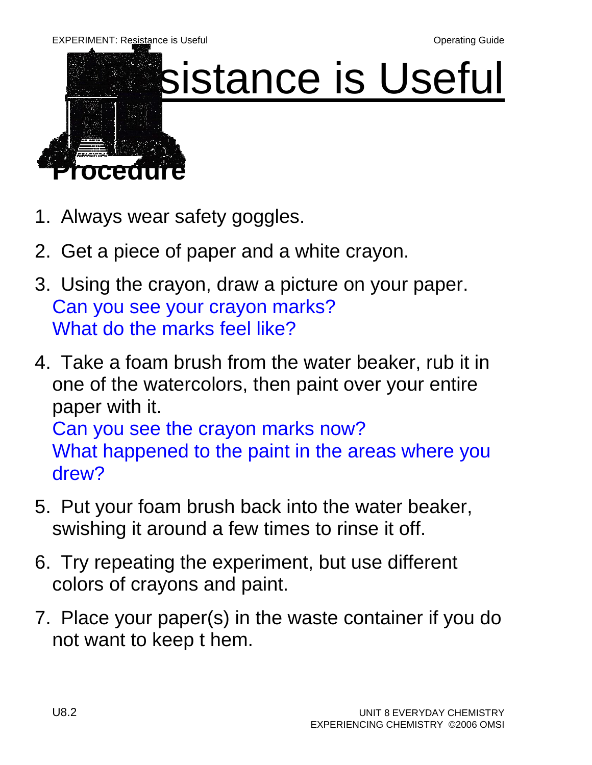# Resistance is Useful

## Procedure

1. Always wear safety goggles.
2. Get a piece of paper and a white crayon.
3. Using the crayon, draw a picture on your paper.
   Can you see your crayon marks?
   What do the marks feel like?
4. Take a foam brush from the water beaker, rub it in one of the watercolors, then paint over your entire paper with it.
   Can you see the crayon marks now?
   What happened to the paint in the areas where you drew?
5. Put your foam brush back into the water beaker, swishing it around a few times to rinse it off.
6. Try repeating the experiment, but use different colors of crayons and paint.
7. Place your paper(s) in the waste container if you do not want to keep t hem.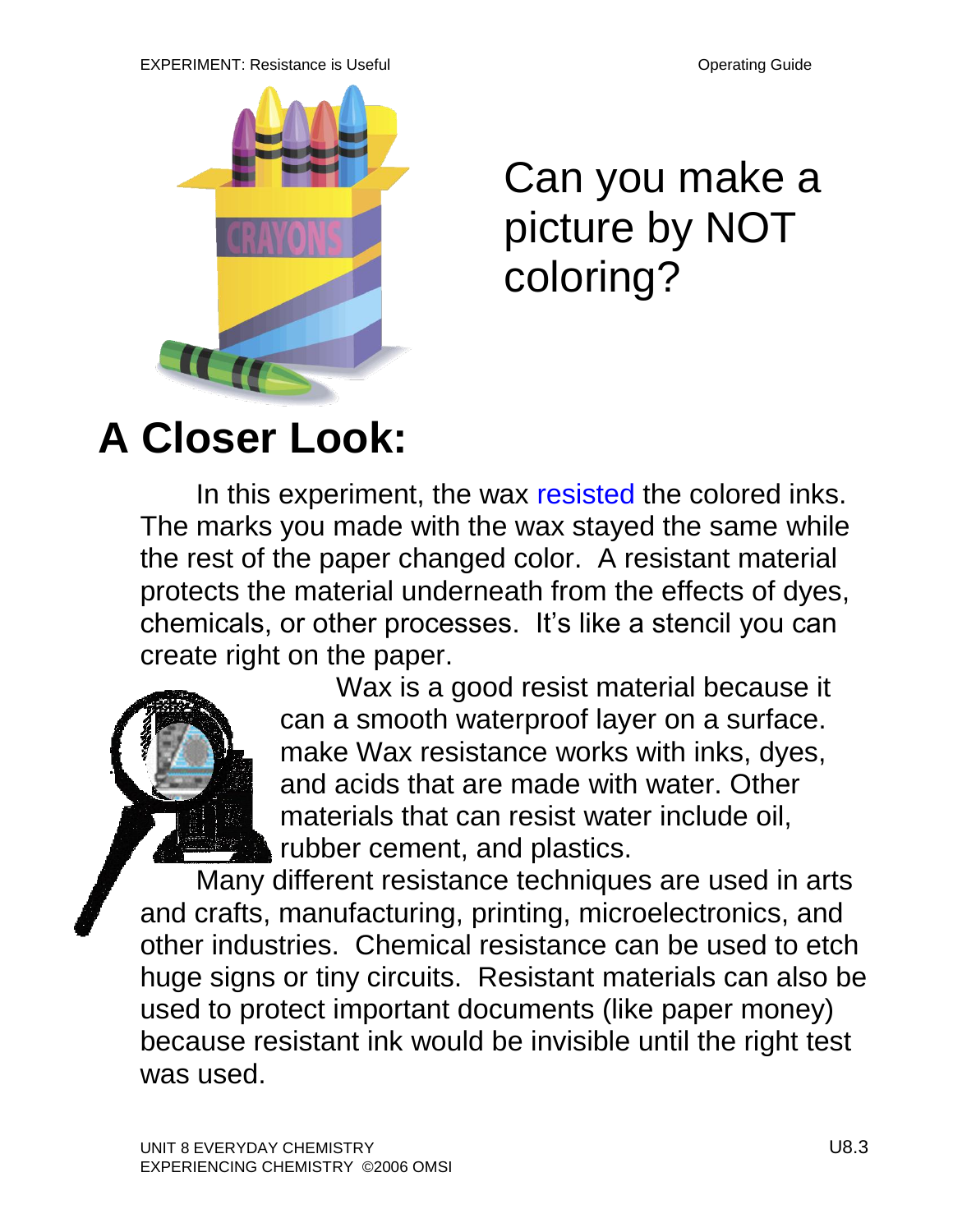Can you make a picture by NOT coloring?

# A Closer Look:

In this experiment, the wax resisted the colored inks. The marks you made with the wax stayed the same while the rest of the paper changed color. A resistant material protects the material underneath from the effects of dyes, chemicals, or other processes. It's like a stencil you can create right on the paper.

Wax is a good resist material because it can a smooth waterproof layer on a surface. make Wax resistance works with inks, dyes, and acids that are made with water. Other materials that can resist water include oil, rubber cement, and plastics.

Many different resistance techniques are used in arts and crafts, manufacturing, printing, microelectronics, and other industries. Chemical resistance can be used to etch huge signs or tiny circuits. Resistant materials can also be used to protect important documents (like paper money) because resistant ink would be invisible until the right test was used.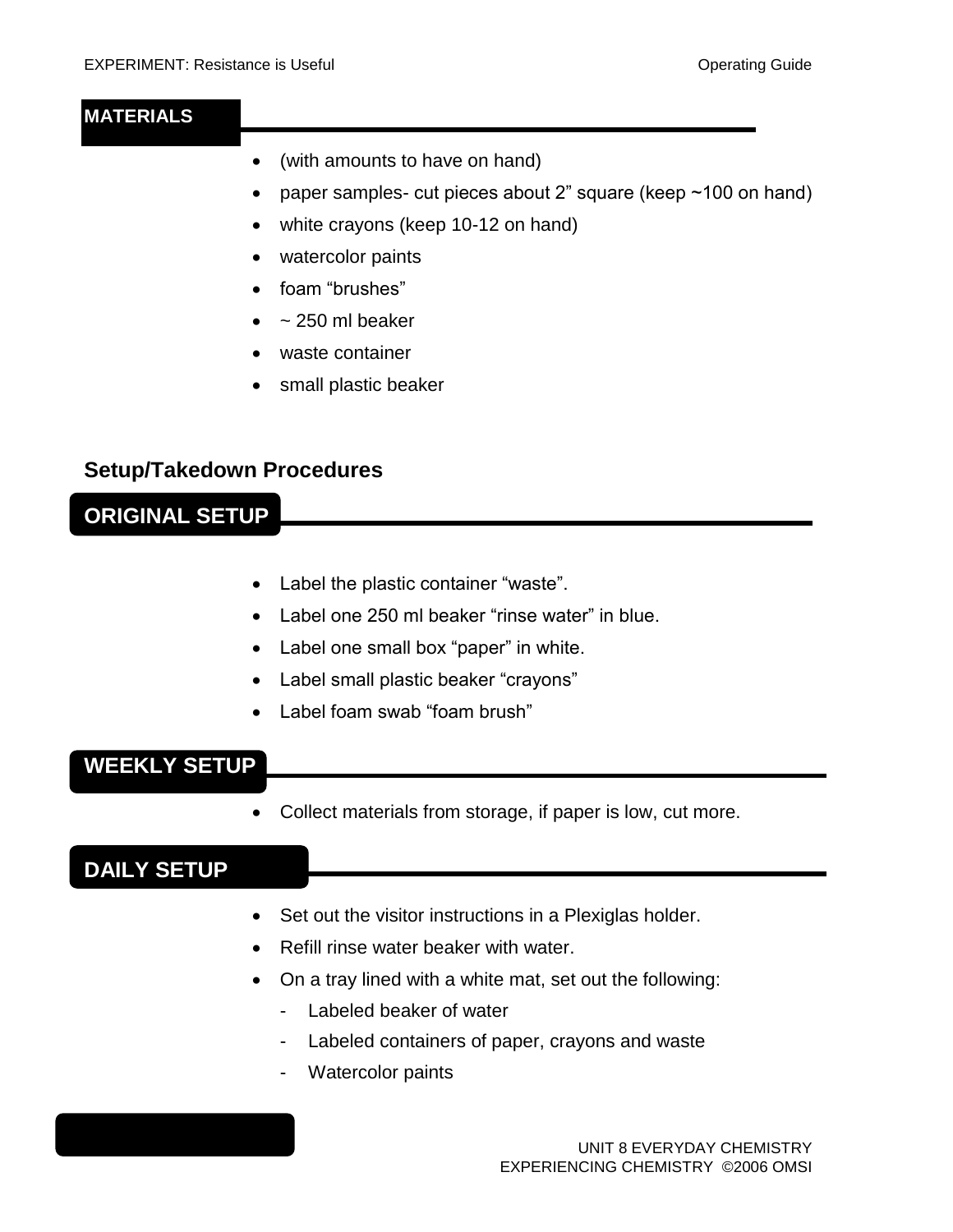## MATERIALS

- (with amounts to have on hand)
- paper samples- cut pieces about 2" square (keep ~100 on hand)
- white crayons (keep 10-12 on hand)
- watercolor paints
- foam "brushes"
- ~ 250 ml beaker
- waste container
- small plastic beaker

## Setup/Takedown Procedures

### ORIGINAL SETUP

- Label the plastic container "waste".
- Label one 250 ml beaker "rinse water" in blue.
- Label one small box "paper" in white.
- Label small plastic beaker "crayons"
- Label foam swab "foam brush"

### WEEKLY SETUP

- Collect materials from storage, if paper is low, cut more.

### DAILY SETUP

- Set out the visitor instructions in a Plexiglas holder.
- Refill rinse water beaker with water.
- On a tray lined with a white mat, set out the following:
  - Labeled beaker of water
  - Labeled containers of paper, crayons and waste
  - Watercolor paints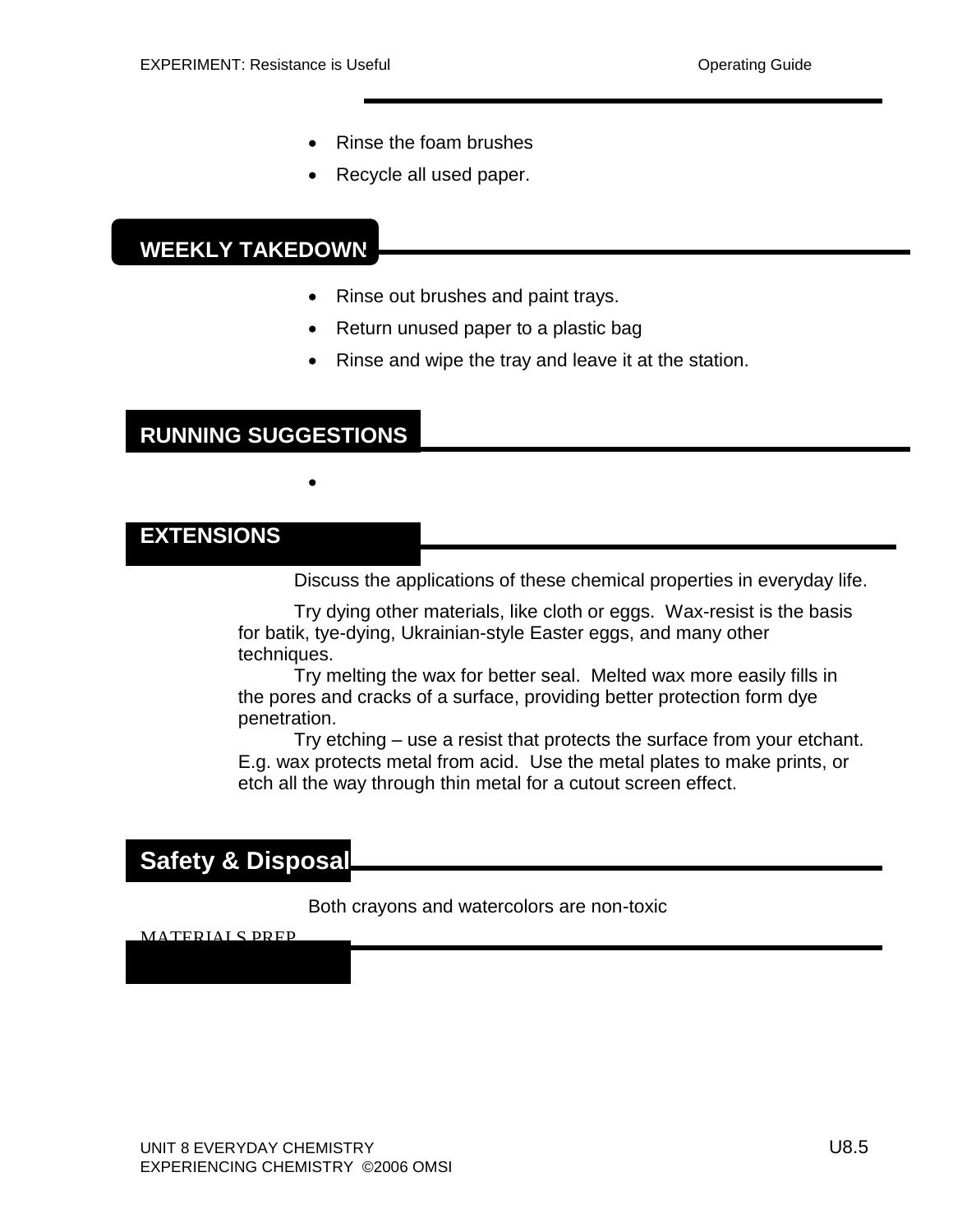- Rinse the foam brushes
- Recycle all used paper.

## WEEKLY TAKEDOWN

- Rinse out brushes and paint trays.
- Return unused paper to a plastic bag
- Rinse and wipe the tray and leave it at the station.

## RUNNING SUGGESTIONS

- 

## EXTENSIONS

Discuss the applications of these chemical properties in everyday life.

Try dying other materials, like cloth or eggs. Wax-resist is the basis for batik, tye-dying, Ukrainian-style Easter eggs, and many other techniques.

Try melting the wax for better seal. Melted wax more easily fills in the pores and cracks of a surface, providing better protection form dye penetration.

Try etching – use a resist that protects the surface from your etchant. E.g. wax protects metal from acid. Use the metal plates to make prints, or etch all the way through thin metal for a cutout screen effect.

## Safety & Disposal

Both crayons and watercolors are non-toxic

## MATERIALS PREP